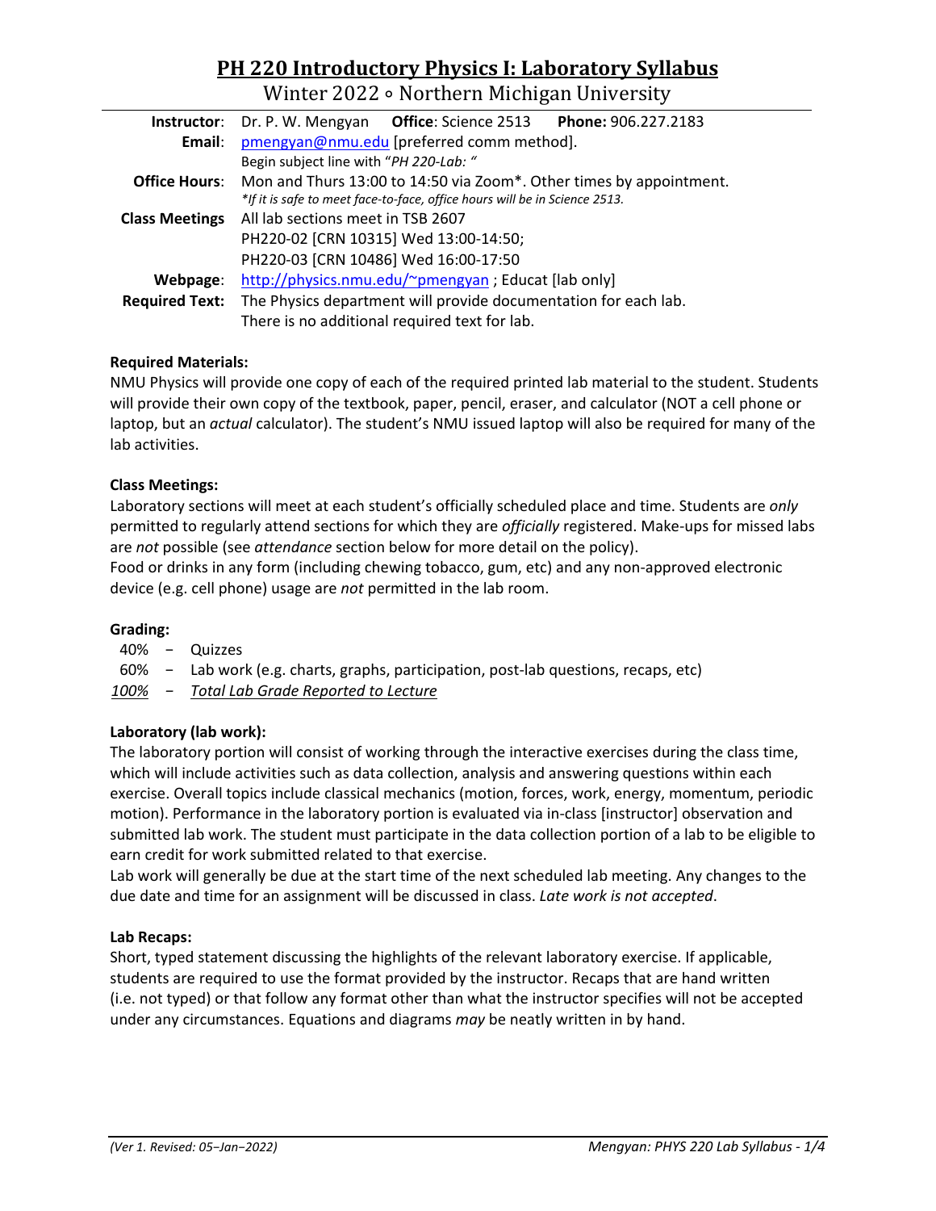# PH 220 Introductory Physics I: Laboratory Syllabus

## Winter 2022 ∘ Northern Michigan University

| | |
|---|---|
| **Instructor**: | Dr. P. W. Mengyan **Office**: Science 2513 **Phone:** 906.227.2183 |
| **Email**: | pmengyan@nmu.edu [preferred comm method]. Begin subject line with "*PH 220-Lab: "* |
| **Office Hours**: | Mon and Thurs 13:00 to 14:50 via Zoom*. Other times by appointment. *\*If it is safe to meet face-to-face, office hours will be in Science 2513.* |
| **Class Meetings** | All lab sections meet in TSB 2607<br>PH220-02 [CRN 10315] Wed 13:00-14:50;<br>PH220-03 [CRN 10486] Wed 16:00-17:50 |
| **Webpage**: | http://physics.nmu.edu/~pmengyan ; Educat [lab only] |
| **Required Text:** | The Physics department will provide documentation for each lab. There is no additional required text for lab. |

**Required Materials:**

NMU Physics will provide one copy of each of the required printed lab material to the student. Students will provide their own copy of the textbook, paper, pencil, eraser, and calculator (NOT a cell phone or laptop, but an *actual* calculator). The student's NMU issued laptop will also be required for many of the lab activities.

**Class Meetings:**

Laboratory sections will meet at each student's officially scheduled place and time. Students are *only* permitted to regularly attend sections for which they are *officially* registered. Make-ups for missed labs are *not* possible (see *attendance* section below for more detail on the policy).

Food or drinks in any form (including chewing tobacco, gum, etc) and any non-approved electronic device (e.g. cell phone) usage are *not* permitted in the lab room.

**Grading:**

40% − Quizzes
60% − Lab work (e.g. charts, graphs, participation, post-lab questions, recaps, etc)
*100%* − *Total Lab Grade Reported to Lecture*

**Laboratory (lab work):**

The laboratory portion will consist of working through the interactive exercises during the class time, which will include activities such as data collection, analysis and answering questions within each exercise. Overall topics include classical mechanics (motion, forces, work, energy, momentum, periodic motion). Performance in the laboratory portion is evaluated via in-class [instructor] observation and submitted lab work. The student must participate in the data collection portion of a lab to be eligible to earn credit for work submitted related to that exercise.

Lab work will generally be due at the start time of the next scheduled lab meeting. Any changes to the due date and time for an assignment will be discussed in class. *Late work is not accepted*.

**Lab Recaps:**

Short, typed statement discussing the highlights of the relevant laboratory exercise. If applicable, students are required to use the format provided by the instructor. Recaps that are hand written (i.e. not typed) or that follow any format other than what the instructor specifies will not be accepted under any circumstances. Equations and diagrams *may* be neatly written in by hand.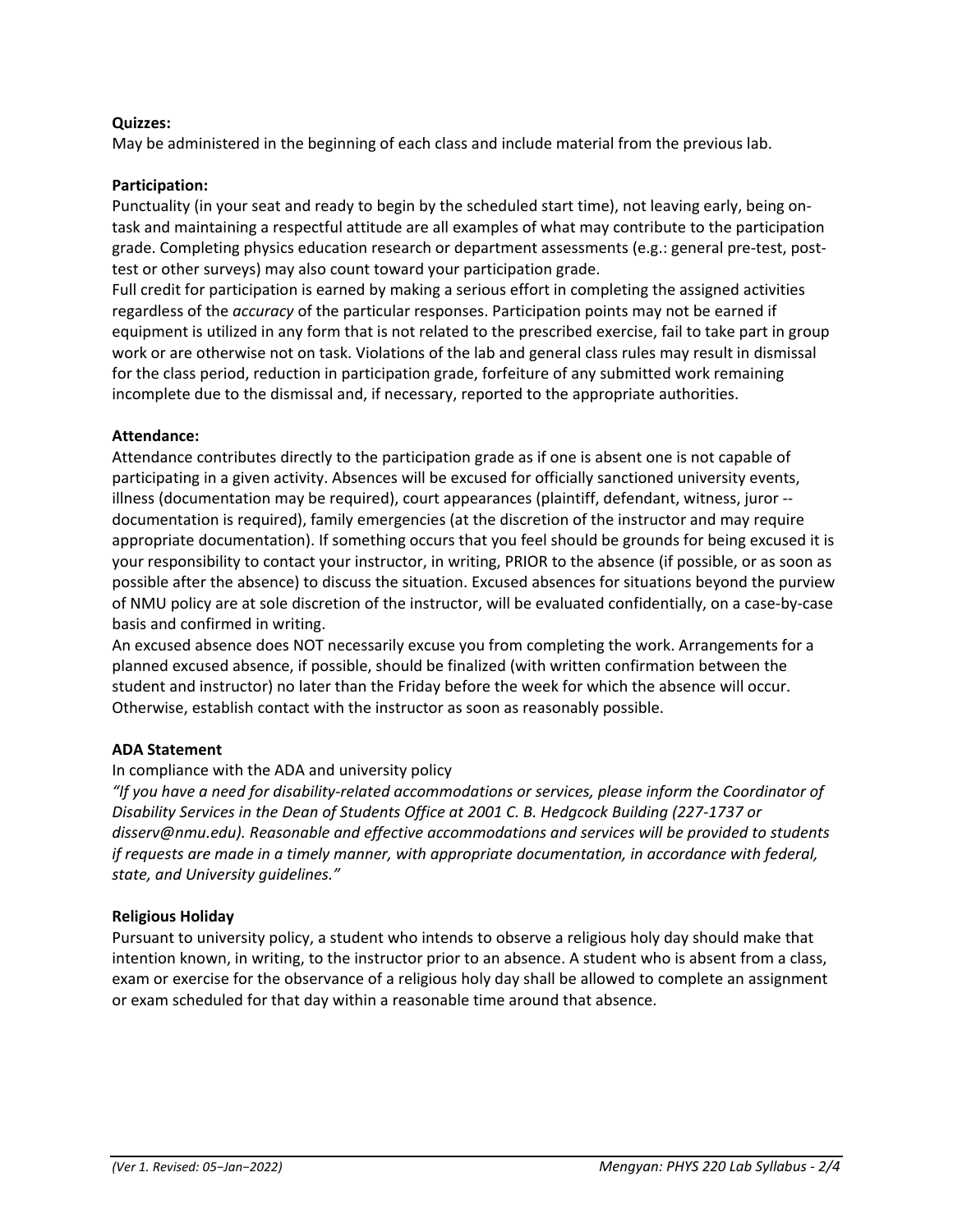**Quizzes:**

May be administered in the beginning of each class and include material from the previous lab.

**Participation:**

Punctuality (in your seat and ready to begin by the scheduled start time), not leaving early, being on-task and maintaining a respectful attitude are all examples of what may contribute to the participation grade. Completing physics education research or department assessments (e.g.: general pre-test, post-test or other surveys) may also count toward your participation grade.

Full credit for participation is earned by making a serious effort in completing the assigned activities regardless of the *accuracy* of the particular responses. Participation points may not be earned if equipment is utilized in any form that is not related to the prescribed exercise, fail to take part in group work or are otherwise not on task. Violations of the lab and general class rules may result in dismissal for the class period, reduction in participation grade, forfeiture of any submitted work remaining incomplete due to the dismissal and, if necessary, reported to the appropriate authorities.

**Attendance:**

Attendance contributes directly to the participation grade as if one is absent one is not capable of participating in a given activity. Absences will be excused for officially sanctioned university events, illness (documentation may be required), court appearances (plaintiff, defendant, witness, juror -- documentation is required), family emergencies (at the discretion of the instructor and may require appropriate documentation). If something occurs that you feel should be grounds for being excused it is your responsibility to contact your instructor, in writing, PRIOR to the absence (if possible, or as soon as possible after the absence) to discuss the situation. Excused absences for situations beyond the purview of NMU policy are at sole discretion of the instructor, will be evaluated confidentially, on a case-by-case basis and confirmed in writing.

An excused absence does NOT necessarily excuse you from completing the work. Arrangements for a planned excused absence, if possible, should be finalized (with written confirmation between the student and instructor) no later than the Friday before the week for which the absence will occur. Otherwise, establish contact with the instructor as soon as reasonably possible.

**ADA Statement**

In compliance with the ADA and university policy

*"If you have a need for disability-related accommodations or services, please inform the Coordinator of Disability Services in the Dean of Students Office at 2001 C. B. Hedgcock Building (227-1737 or disserv@nmu.edu). Reasonable and effective accommodations and services will be provided to students if requests are made in a timely manner, with appropriate documentation, in accordance with federal, state, and University guidelines."*

**Religious Holiday**

Pursuant to university policy, a student who intends to observe a religious holy day should make that intention known, in writing, to the instructor prior to an absence. A student who is absent from a class, exam or exercise for the observance of a religious holy day shall be allowed to complete an assignment or exam scheduled for that day within a reasonable time around that absence.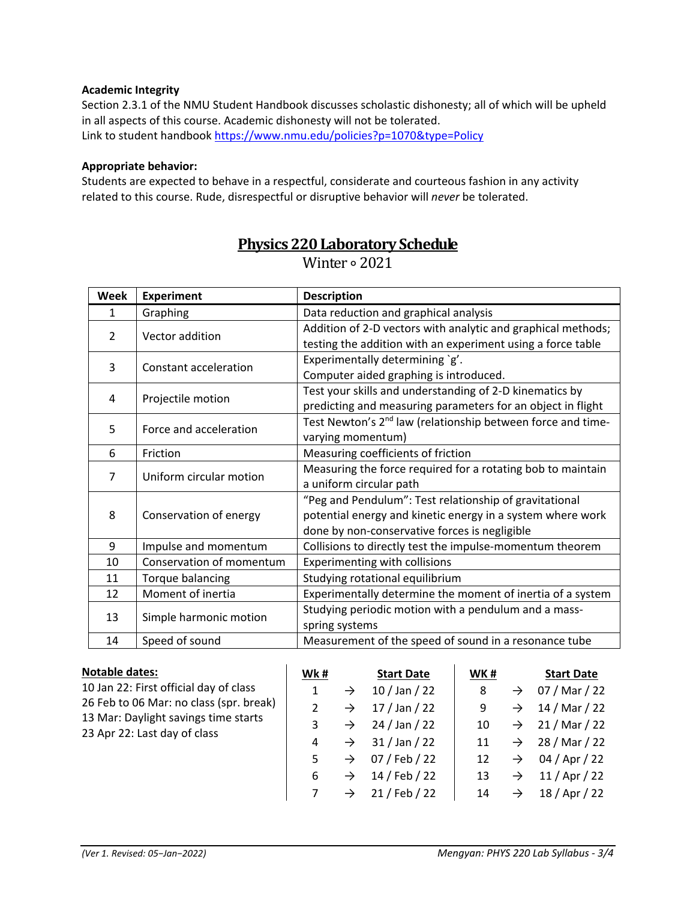**Academic Integrity**

Section 2.3.1 of the NMU Student Handbook discusses scholastic dishonesty; all of which will be upheld in all aspects of this course. Academic dishonesty will not be tolerated.
Link to student handbook https://www.nmu.edu/policies?p=1070&type=Policy

**Appropriate behavior:**

Students are expected to behave in a respectful, considerate and courteous fashion in any activity related to this course. Rude, disrespectful or disruptive behavior will *never* be tolerated.

## Physics 220 Laboratory Schedule

Winter ∘ 2021

| Week | Experiment | Description |
|---|---|---|
| 1 | Graphing | Data reduction and graphical analysis |
| 2 | Vector addition | Addition of 2-D vectors with analytic and graphical methods; testing the addition with an experiment using a force table |
| 3 | Constant acceleration | Experimentally determining `g'. Computer aided graphing is introduced. |
| 4 | Projectile motion | Test your skills and understanding of 2-D kinematics by predicting and measuring parameters for an object in flight |
| 5 | Force and acceleration | Test Newton's 2nd law (relationship between force and time-varying momentum) |
| 6 | Friction | Measuring coefficients of friction |
| 7 | Uniform circular motion | Measuring the force required for a rotating bob to maintain a uniform circular path |
| 8 | Conservation of energy | "Peg and Pendulum": Test relationship of gravitational potential energy and kinetic energy in a system where work done by non-conservative forces is negligible |
| 9 | Impulse and momentum | Collisions to directly test the impulse-momentum theorem |
| 10 | Conservation of momentum | Experimenting with collisions |
| 11 | Torque balancing | Studying rotational equilibrium |
| 12 | Moment of inertia | Experimentally determine the moment of inertia of a system |
| 13 | Simple harmonic motion | Studying periodic motion with a pendulum and a mass-spring systems |
| 14 | Speed of sound | Measurement of the speed of sound in a resonance tube |

**Notable dates:**

10 Jan 22: First official day of class
26 Feb to 06 Mar: no class (spr. break)
13 Mar: Daylight savings time starts
23 Apr 22: Last day of class

| Wk # | | Start Date | WK # | | Start Date |
|---|---|---|---|---|---|
| 1 | → | 10 / Jan / 22 | 8 | → | 07 / Mar / 22 |
| 2 | → | 17 / Jan / 22 | 9 | → | 14 / Mar / 22 |
| 3 | → | 24 / Jan / 22 | 10 | → | 21 / Mar / 22 |
| 4 | → | 31 / Jan / 22 | 11 | → | 28 / Mar / 22 |
| 5 | → | 07 / Feb / 22 | 12 | → | 04 / Apr / 22 |
| 6 | → | 14 / Feb / 22 | 13 | → | 11 / Apr / 22 |
| 7 | → | 21 / Feb / 22 | 14 | → | 18 / Apr / 22 |

*(Ver 1. Revised: 05–Jan–2022)*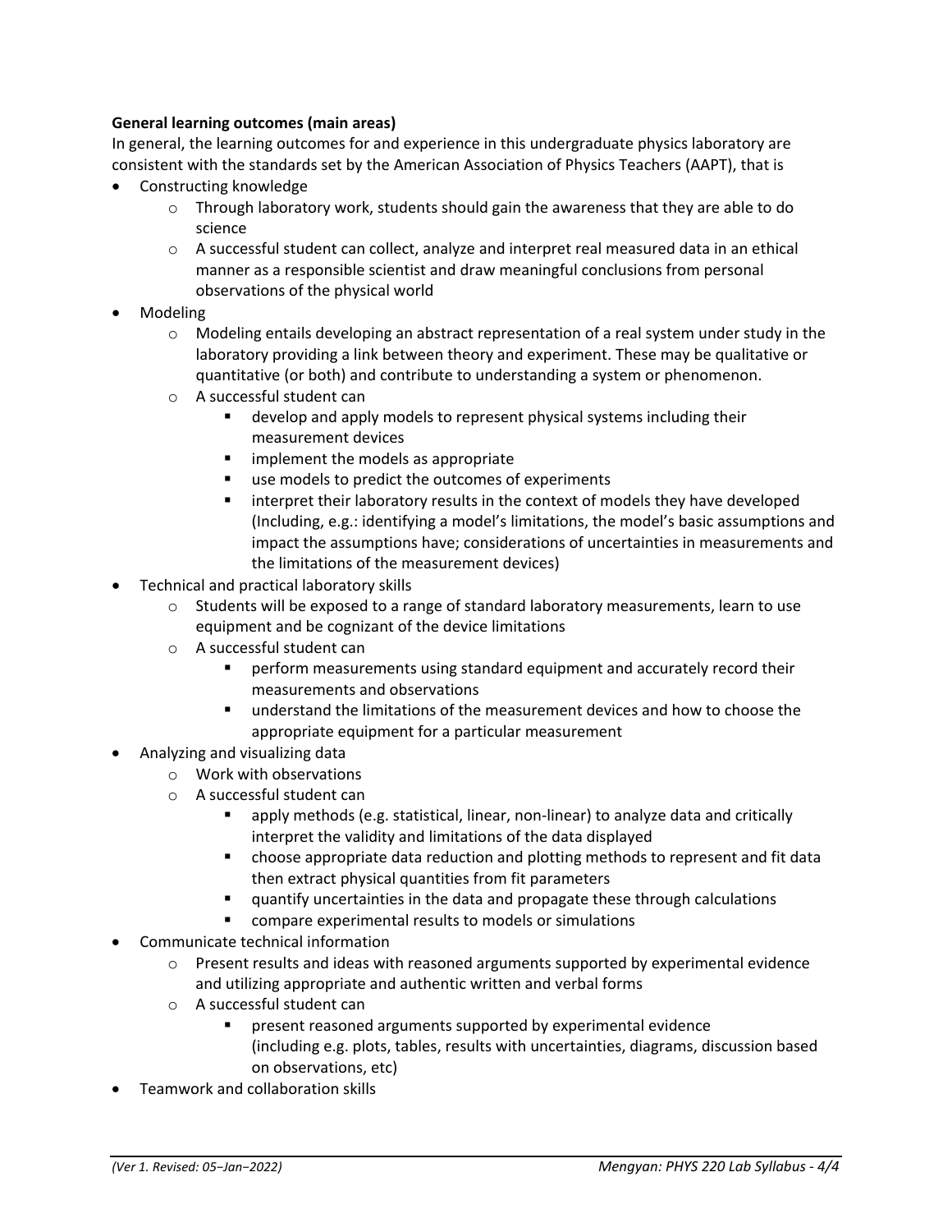**General learning outcomes (main areas)**

In general, the learning outcomes for and experience in this undergraduate physics laboratory are consistent with the standards set by the American Association of Physics Teachers (AAPT), that is

- Constructing knowledge
  - Through laboratory work, students should gain the awareness that they are able to do science
  - A successful student can collect, analyze and interpret real measured data in an ethical manner as a responsible scientist and draw meaningful conclusions from personal observations of the physical world
- Modeling
  - Modeling entails developing an abstract representation of a real system under study in the laboratory providing a link between theory and experiment. These may be qualitative or quantitative (or both) and contribute to understanding a system or phenomenon.
  - A successful student can
    - develop and apply models to represent physical systems including their measurement devices
    - implement the models as appropriate
    - use models to predict the outcomes of experiments
    - interpret their laboratory results in the context of models they have developed (Including, e.g.: identifying a model's limitations, the model's basic assumptions and impact the assumptions have; considerations of uncertainties in measurements and the limitations of the measurement devices)
- Technical and practical laboratory skills
  - Students will be exposed to a range of standard laboratory measurements, learn to use equipment and be cognizant of the device limitations
  - A successful student can
    - perform measurements using standard equipment and accurately record their measurements and observations
    - understand the limitations of the measurement devices and how to choose the appropriate equipment for a particular measurement
- Analyzing and visualizing data
  - Work with observations
  - A successful student can
    - apply methods (e.g. statistical, linear, non-linear) to analyze data and critically interpret the validity and limitations of the data displayed
    - choose appropriate data reduction and plotting methods to represent and fit data then extract physical quantities from fit parameters
    - quantify uncertainties in the data and propagate these through calculations
    - compare experimental results to models or simulations
- Communicate technical information
  - Present results and ideas with reasoned arguments supported by experimental evidence and utilizing appropriate and authentic written and verbal forms
  - A successful student can
    - present reasoned arguments supported by experimental evidence (including e.g. plots, tables, results with uncertainties, diagrams, discussion based on observations, etc)
- Teamwork and collaboration skills